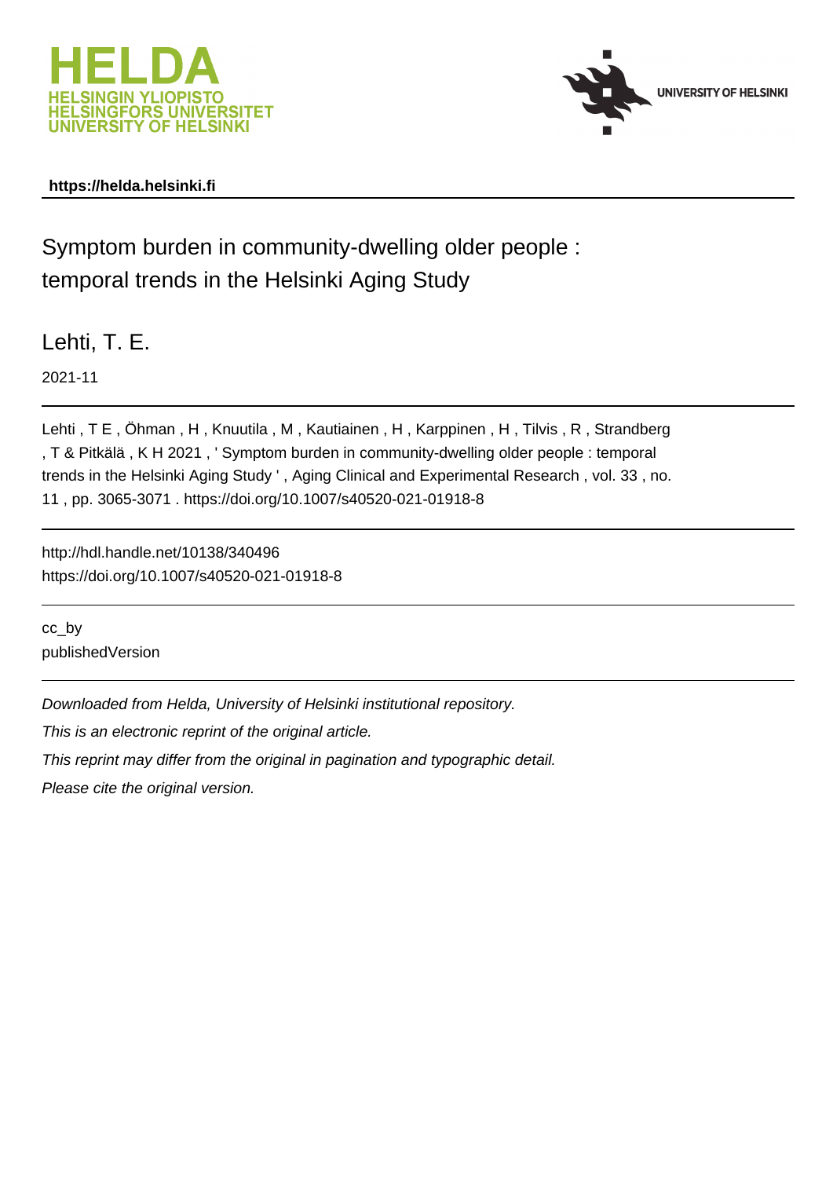HELDA
HELSINGIN YLIOPISTO
HELSINGFORS UNIVERSITET
UNIVERSITY OF HELSINKI

UNIVERSITY OF HELSINKI

**https://helda.helsinki.fi**

# Symptom burden in community-dwelling older people : temporal trends in the Helsinki Aging Study

Lehti, T. E.

2021-11

Lehti , T E , Öhman , H , Knuutila , M , Kautiainen , H , Karppinen , H , Tilvis , R , Strandberg , T & Pitkälä , K H 2021 , ' Symptom burden in community-dwelling older people : temporal trends in the Helsinki Aging Study ' , Aging Clinical and Experimental Research , vol. 33 , no. 11 , pp. 3065-3071 . https://doi.org/10.1007/s40520-021-01918-8

http://hdl.handle.net/10138/340496
https://doi.org/10.1007/s40520-021-01918-8

cc_by
publishedVersion

*Downloaded from Helda, University of Helsinki institutional repository.*

*This is an electronic reprint of the original article.*

*This reprint may differ from the original in pagination and typographic detail.*

*Please cite the original version.*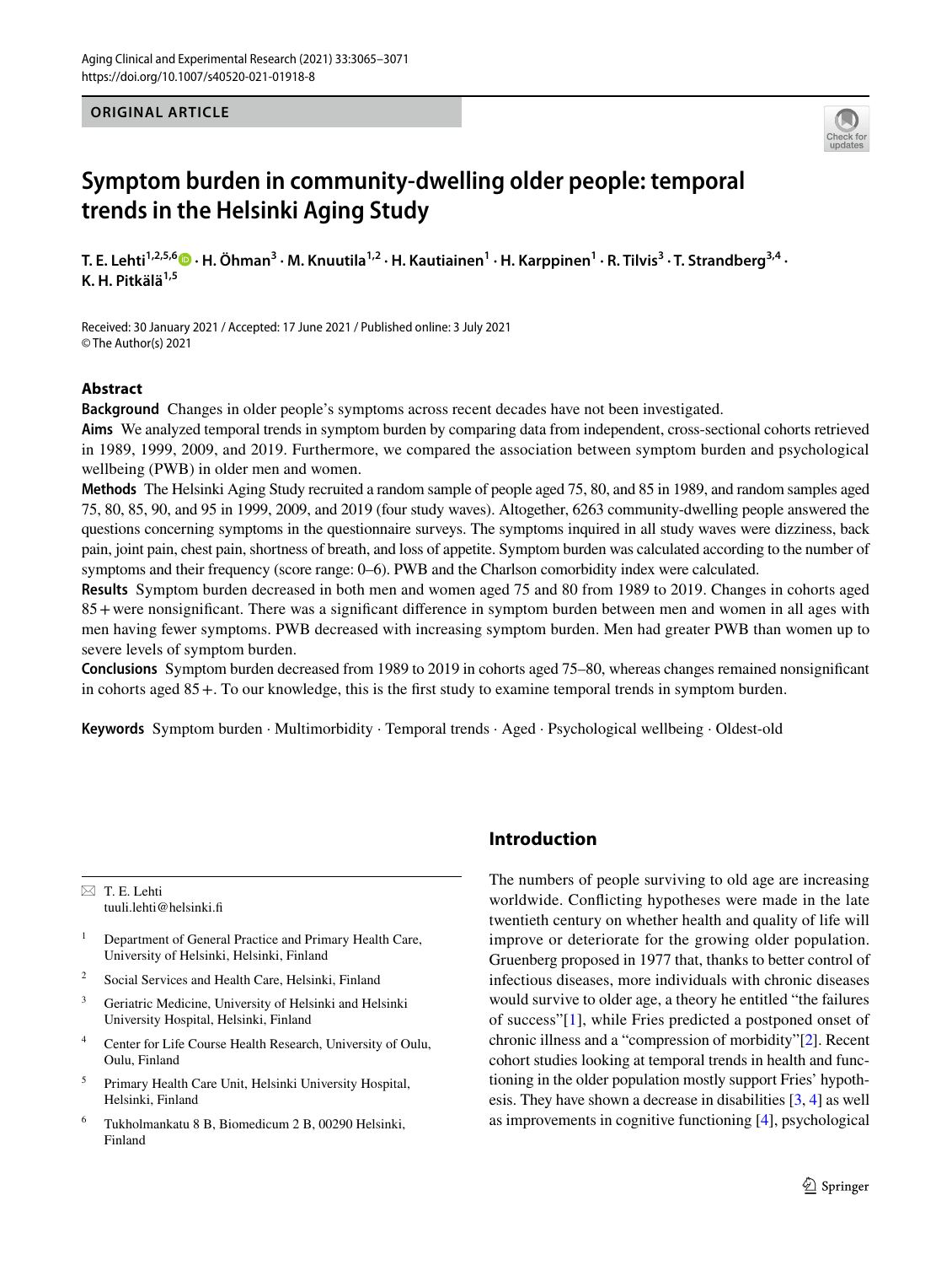# Symptom burden in community-dwelling older people: temporal trends in the Helsinki Aging Study

**T. E. Lehti**[1,2,5,6] · **H. Öhman**[3] · **M. Knuutila**[1,2] · **H. Kautiainen**[1] · **H. Karppinen**[1] · **R. Tilvis**[3] · **T. Strandberg**[3,4] · **K. H. Pitkälä**[1,5]

Received: 30 January 2021 / Accepted: 17 June 2021 / Published online: 3 July 2021
© The Author(s) 2021

## Abstract

**Background** Changes in older people's symptoms across recent decades have not been investigated.

**Aims** We analyzed temporal trends in symptom burden by comparing data from independent, cross-sectional cohorts retrieved in 1989, 1999, 2009, and 2019. Furthermore, we compared the association between symptom burden and psychological wellbeing (PWB) in older men and women.

**Methods** The Helsinki Aging Study recruited a random sample of people aged 75, 80, and 85 in 1989, and random samples aged 75, 80, 85, 90, and 95 in 1999, 2009, and 2019 (four study waves). Altogether, 6263 community-dwelling people answered the questions concerning symptoms in the questionnaire surveys. The symptoms inquired in all study waves were dizziness, back pain, joint pain, chest pain, shortness of breath, and loss of appetite. Symptom burden was calculated according to the number of symptoms and their frequency (score range: 0–6). PWB and the Charlson comorbidity index were calculated.

**Results** Symptom burden decreased in both men and women aged 75 and 80 from 1989 to 2019. Changes in cohorts aged 85+ were nonsignificant. There was a significant difference in symptom burden between men and women in all ages with men having fewer symptoms. PWB decreased with increasing symptom burden. Men had greater PWB than women up to severe levels of symptom burden.

**Conclusions** Symptom burden decreased from 1989 to 2019 in cohorts aged 75–80, whereas changes remained nonsignificant in cohorts aged 85+. To our knowledge, this is the first study to examine temporal trends in symptom burden.

**Keywords** Symptom burden · Multimorbidity · Temporal trends · Aged · Psychological wellbeing · Oldest-old

## Introduction

The numbers of people surviving to old age are increasing worldwide. Conflicting hypotheses were made in the late twentieth century on whether health and quality of life will improve or deteriorate for the growing older population. Gruenberg proposed in 1977 that, thanks to better control of infectious diseases, more individuals with chronic diseases would survive to older age, a theory he entitled "the failures of success"[1], while Fries predicted a postponed onset of chronic illness and a "compression of morbidity"[2]. Recent cohort studies looking at temporal trends in health and functioning in the older population mostly support Fries' hypothesis. They have shown a decrease in disabilities [3, 4] as well as improvements in cognitive functioning [4], psychological

---

✉ T. E. Lehti
tuuli.lehti@helsinki.fi

1 Department of General Practice and Primary Health Care, University of Helsinki, Helsinki, Finland

2 Social Services and Health Care, Helsinki, Finland

3 Geriatric Medicine, University of Helsinki and Helsinki University Hospital, Helsinki, Finland

4 Center for Life Course Health Research, University of Oulu, Oulu, Finland

5 Primary Health Care Unit, Helsinki University Hospital, Helsinki, Finland

6 Tukholmankatu 8 B, Biomedicum 2 B, 00290 Helsinki, Finland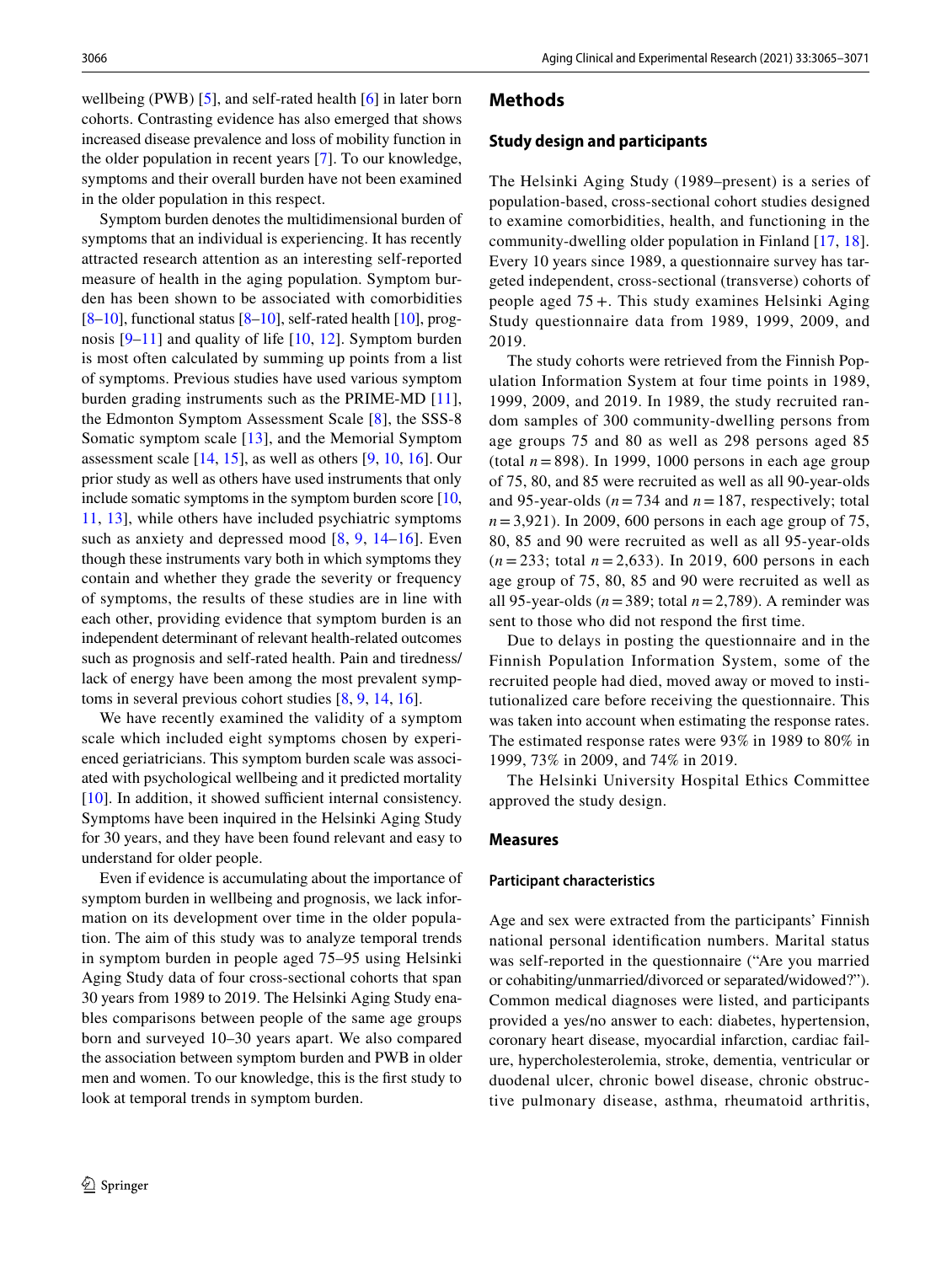wellbeing (PWB) [5], and self-rated health [6] in later born cohorts. Contrasting evidence has also emerged that shows increased disease prevalence and loss of mobility function in the older population in recent years [7]. To our knowledge, symptoms and their overall burden have not been examined in the older population in this respect.

Symptom burden denotes the multidimensional burden of symptoms that an individual is experiencing. It has recently attracted research attention as an interesting self-reported measure of health in the aging population. Symptom burden has been shown to be associated with comorbidities [8–10], functional status [8–10], self-rated health [10], prognosis [9–11] and quality of life [10, 12]. Symptom burden is most often calculated by summing up points from a list of symptoms. Previous studies have used various symptom burden grading instruments such as the PRIME-MD [11], the Edmonton Symptom Assessment Scale [8], the SSS-8 Somatic symptom scale [13], and the Memorial Symptom assessment scale [14, 15], as well as others [9, 10, 16]. Our prior study as well as others have used instruments that only include somatic symptoms in the symptom burden score [10, 11, 13], while others have included psychiatric symptoms such as anxiety and depressed mood [8, 9, 14–16]. Even though these instruments vary both in which symptoms they contain and whether they grade the severity or frequency of symptoms, the results of these studies are in line with each other, providing evidence that symptom burden is an independent determinant of relevant health-related outcomes such as prognosis and self-rated health. Pain and tiredness/lack of energy have been among the most prevalent symptoms in several previous cohort studies [8, 9, 14, 16].

We have recently examined the validity of a symptom scale which included eight symptoms chosen by experienced geriatricians. This symptom burden scale was associated with psychological wellbeing and it predicted mortality [10]. In addition, it showed sufficient internal consistency. Symptoms have been inquired in the Helsinki Aging Study for 30 years, and they have been found relevant and easy to understand for older people.

Even if evidence is accumulating about the importance of symptom burden in wellbeing and prognosis, we lack information on its development over time in the older population. The aim of this study was to analyze temporal trends in symptom burden in people aged 75–95 using Helsinki Aging Study data of four cross-sectional cohorts that span 30 years from 1989 to 2019. The Helsinki Aging Study enables comparisons between people of the same age groups born and surveyed 10–30 years apart. We also compared the association between symptom burden and PWB in older men and women. To our knowledge, this is the first study to look at temporal trends in symptom burden.

## Methods

### Study design and participants

The Helsinki Aging Study (1989–present) is a series of population-based, cross-sectional cohort studies designed to examine comorbidities, health, and functioning in the community-dwelling older population in Finland [17, 18]. Every 10 years since 1989, a questionnaire survey has targeted independent, cross-sectional (transverse) cohorts of people aged 75+. This study examines Helsinki Aging Study questionnaire data from 1989, 1999, 2009, and 2019.

The study cohorts were retrieved from the Finnish Population Information System at four time points in 1989, 1999, 2009, and 2019. In 1989, the study recruited random samples of 300 community-dwelling persons from age groups 75 and 80 as well as 298 persons aged 85 (total $n = 898$). In 1999, 1000 persons in each age group of 75, 80, and 85 were recruited as well as all 90-year-olds and 95-year-olds ($n = 734$ and $n = 187$, respectively; total $n = 3{,}921$). In 2009, 600 persons in each age group of 75, 80, 85 and 90 were recruited as well as all 95-year-olds ($n = 233$; total $n = 2{,}633$). In 2019, 600 persons in each age group of 75, 80, 85 and 90 were recruited as well as all 95-year-olds ($n = 389$; total $n = 2{,}789$). A reminder was sent to those who did not respond the first time.

Due to delays in posting the questionnaire and in the Finnish Population Information System, some of the recruited people had died, moved away or moved to institutionalized care before receiving the questionnaire. This was taken into account when estimating the response rates. The estimated response rates were 93% in 1989 to 80% in 1999, 73% in 2009, and 74% in 2019.

The Helsinki University Hospital Ethics Committee approved the study design.

### Measures

#### Participant characteristics

Age and sex were extracted from the participants' Finnish national personal identification numbers. Marital status was self-reported in the questionnaire ("Are you married or cohabiting/unmarried/divorced or separated/widowed?"). Common medical diagnoses were listed, and participants provided a yes/no answer to each: diabetes, hypertension, coronary heart disease, myocardial infarction, cardiac failure, hypercholesterolemia, stroke, dementia, ventricular or duodenal ulcer, chronic bowel disease, chronic obstructive pulmonary disease, asthma, rheumatoid arthritis,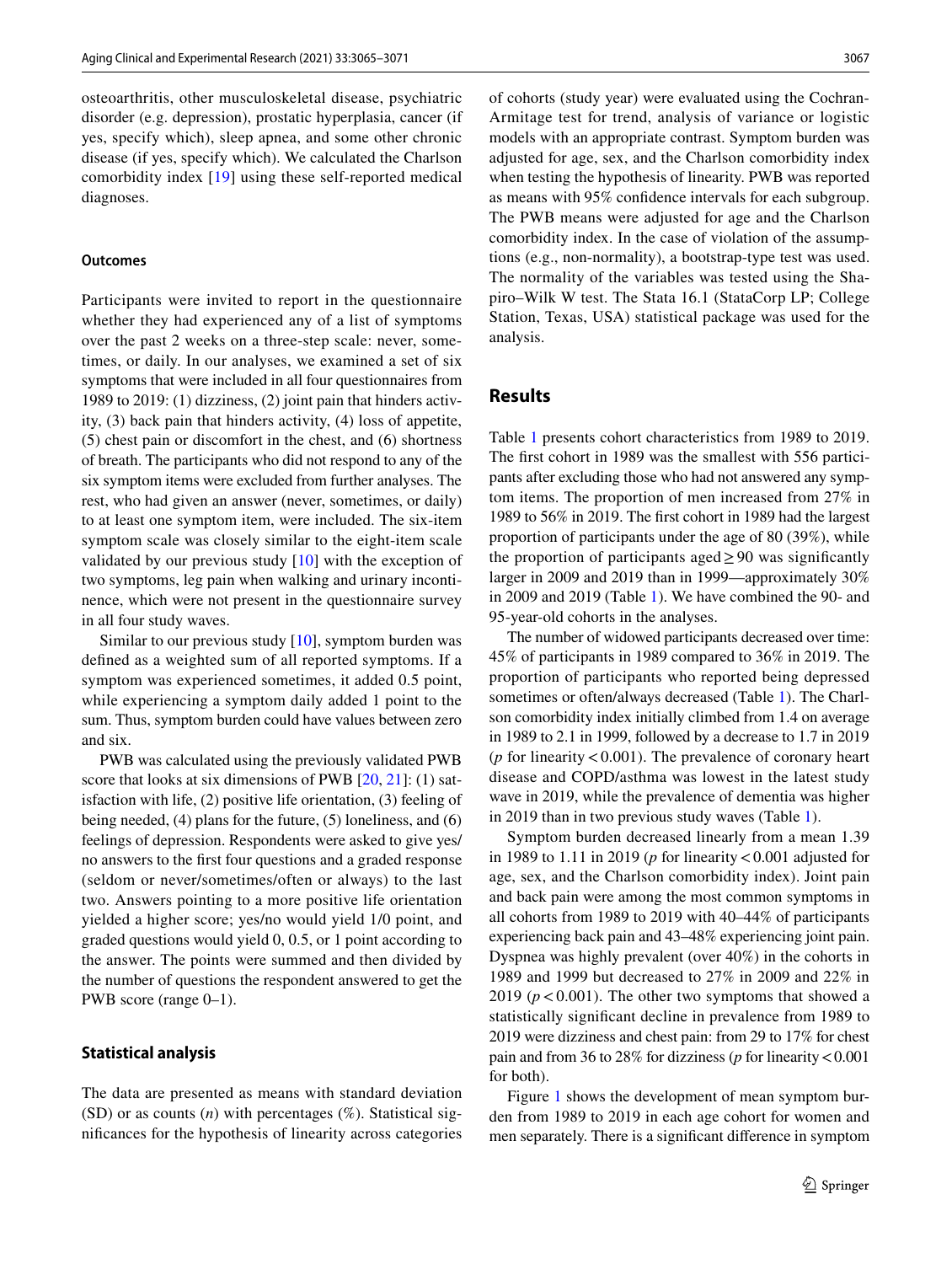osteoarthritis, other musculoskeletal disease, psychiatric disorder (e.g. depression), prostatic hyperplasia, cancer (if yes, specify which), sleep apnea, and some other chronic disease (if yes, specify which). We calculated the Charlson comorbidity index [19] using these self-reported medical diagnoses.

#### Outcomes

Participants were invited to report in the questionnaire whether they had experienced any of a list of symptoms over the past 2 weeks on a three-step scale: never, sometimes, or daily. In our analyses, we examined a set of six symptoms that were included in all four questionnaires from 1989 to 2019: (1) dizziness, (2) joint pain that hinders activity, (3) back pain that hinders activity, (4) loss of appetite, (5) chest pain or discomfort in the chest, and (6) shortness of breath. The participants who did not respond to any of the six symptom items were excluded from further analyses. The rest, who had given an answer (never, sometimes, or daily) to at least one symptom item, were included. The six-item symptom scale was closely similar to the eight-item scale validated by our previous study [10] with the exception of two symptoms, leg pain when walking and urinary incontinence, which were not present in the questionnaire survey in all four study waves.

Similar to our previous study [10], symptom burden was defined as a weighted sum of all reported symptoms. If a symptom was experienced sometimes, it added 0.5 point, while experiencing a symptom daily added 1 point to the sum. Thus, symptom burden could have values between zero and six.

PWB was calculated using the previously validated PWB score that looks at six dimensions of PWB [20, 21]: (1) satisfaction with life, (2) positive life orientation, (3) feeling of being needed, (4) plans for the future, (5) loneliness, and (6) feelings of depression. Respondents were asked to give yes/no answers to the first four questions and a graded response (seldom or never/sometimes/often or always) to the last two. Answers pointing to a more positive life orientation yielded a higher score; yes/no would yield 1/0 point, and graded questions would yield 0, 0.5, or 1 point according to the answer. The points were summed and then divided by the number of questions the respondent answered to get the PWB score (range 0–1).

### Statistical analysis

The data are presented as means with standard deviation (SD) or as counts ($n$) with percentages (%). Statistical significances for the hypothesis of linearity across categories of cohorts (study year) were evaluated using the Cochran-Armitage test for trend, analysis of variance or logistic models with an appropriate contrast. Symptom burden was adjusted for age, sex, and the Charlson comorbidity index when testing the hypothesis of linearity. PWB was reported as means with 95% confidence intervals for each subgroup. The PWB means were adjusted for age and the Charlson comorbidity index. In the case of violation of the assumptions (e.g., non-normality), a bootstrap-type test was used. The normality of the variables was tested using the Shapiro–Wilk W test. The Stata 16.1 (StataCorp LP; College Station, Texas, USA) statistical package was used for the analysis.

## Results

Table 1 presents cohort characteristics from 1989 to 2019. The first cohort in 1989 was the smallest with 556 participants after excluding those who had not answered any symptom items. The proportion of men increased from 27% in 1989 to 56% in 2019. The first cohort in 1989 had the largest proportion of participants under the age of 80 (39%), while the proportion of participants aged ≥ 90 was significantly larger in 2009 and 2019 than in 1999—approximately 30% in 2009 and 2019 (Table 1). We have combined the 90- and 95-year-old cohorts in the analyses.

The number of widowed participants decreased over time: 45% of participants in 1989 compared to 36% in 2019. The proportion of participants who reported being depressed sometimes or often/always decreased (Table 1). The Charlson comorbidity index initially climbed from 1.4 on average in 1989 to 2.1 in 1999, followed by a decrease to 1.7 in 2019 ($p$ for linearity < 0.001). The prevalence of coronary heart disease and COPD/asthma was lowest in the latest study wave in 2019, while the prevalence of dementia was higher in 2019 than in two previous study waves (Table 1).

Symptom burden decreased linearly from a mean 1.39 in 1989 to 1.11 in 2019 ($p$ for linearity < 0.001 adjusted for age, sex, and the Charlson comorbidity index). Joint pain and back pain were among the most common symptoms in all cohorts from 1989 to 2019 with 40–44% of participants experiencing back pain and 43–48% experiencing joint pain. Dyspnea was highly prevalent (over 40%) in the cohorts in 1989 and 1999 but decreased to 27% in 2009 and 22% in 2019 ($p < 0.001$). The other two symptoms that showed a statistically significant decline in prevalence from 1989 to 2019 were dizziness and chest pain: from 29 to 17% for chest pain and from 36 to 28% for dizziness ($p$ for linearity < 0.001 for both).

Figure 1 shows the development of mean symptom burden from 1989 to 2019 in each age cohort for women and men separately. There is a significant difference in symptom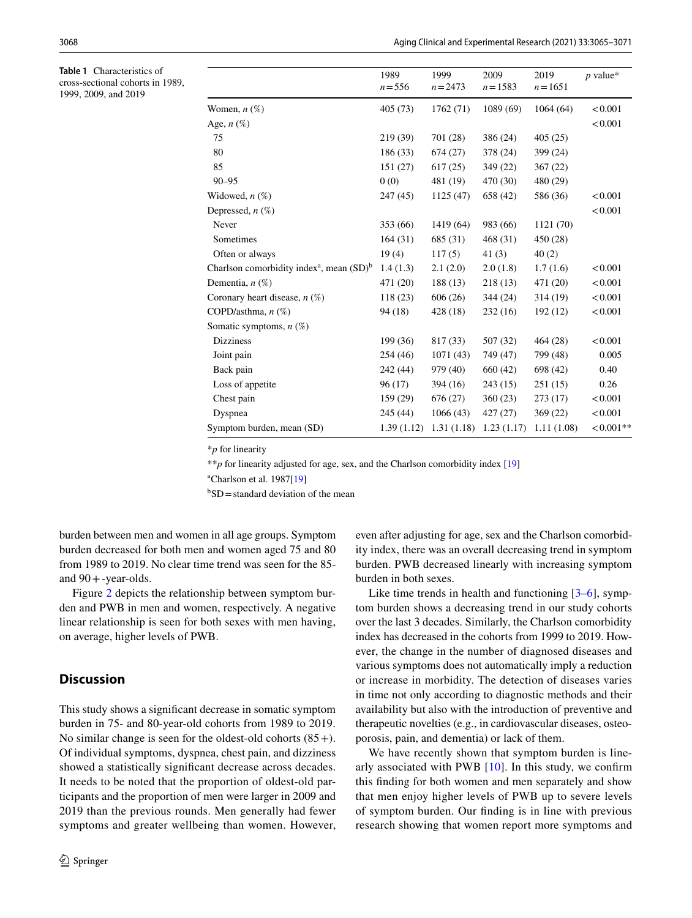**Table 1** Characteristics of cross-sectional cohorts in 1989, 1999, 2009, and 2019

| | 1989 $n=556$ | 1999 $n=2473$ | 2009 $n=1583$ | 2019 $n=1651$ | $p$ value* |
|---|---|---|---|---|---|
| Women, $n$ (%) | 405 (73) | 1762 (71) | 1089 (69) | 1064 (64) | < 0.001 |
| Age, $n$ (%) | | | | | < 0.001 |
| 75 | 219 (39) | 701 (28) | 386 (24) | 405 (25) | |
| 80 | 186 (33) | 674 (27) | 378 (24) | 399 (24) | |
| 85 | 151 (27) | 617 (25) | 349 (22) | 367 (22) | |
| 90–95 | 0 (0) | 481 (19) | 470 (30) | 480 (29) | |
| Widowed, $n$ (%) | 247 (45) | 1125 (47) | 658 (42) | 586 (36) | < 0.001 |
| Depressed, $n$ (%) | | | | | < 0.001 |
| Never | 353 (66) | 1419 (64) | 983 (66) | 1121 (70) | |
| Sometimes | 164 (31) | 685 (31) | 468 (31) | 450 (28) | |
| Often or always | 19 (4) | 117 (5) | 41 (3) | 40 (2) | |
| Charlson comorbidity index[a], mean (SD)[b] | 1.4 (1.3) | 2.1 (2.0) | 2.0 (1.8) | 1.7 (1.6) | < 0.001 |
| Dementia, $n$ (%) | 471 (20) | 188 (13) | 218 (13) | 471 (20) | < 0.001 |
| Coronary heart disease, $n$ (%) | 118 (23) | 606 (26) | 344 (24) | 314 (19) | < 0.001 |
| COPD/asthma, $n$ (%) | 94 (18) | 428 (18) | 232 (16) | 192 (12) | < 0.001 |
| Somatic symptoms, $n$ (%) | | | | | |
| Dizziness | 199 (36) | 817 (33) | 507 (32) | 464 (28) | < 0.001 |
| Joint pain | 254 (46) | 1071 (43) | 749 (47) | 799 (48) | 0.005 |
| Back pain | 242 (44) | 979 (40) | 660 (42) | 698 (42) | 0.40 |
| Loss of appetite | 96 (17) | 394 (16) | 243 (15) | 251 (15) | 0.26 |
| Chest pain | 159 (29) | 676 (27) | 360 (23) | 273 (17) | < 0.001 |
| Dyspnea | 245 (44) | 1066 (43) | 427 (27) | 369 (22) | < 0.001 |
| Symptom burden, mean (SD) | 1.39 (1.12) | 1.31 (1.18) | 1.23 (1.17) | 1.11 (1.08) | < 0.001** |

*$p$ for linearity

**$p$ for linearity adjusted for age, sex, and the Charlson comorbidity index [19]

[a]Charlson et al. 1987[19]

[b]SD = standard deviation of the mean

burden between men and women in all age groups. Symptom burden decreased for both men and women aged 75 and 80 from 1989 to 2019. No clear time trend was seen for the 85- and 90+-year-olds.

Figure 2 depicts the relationship between symptom burden and PWB in men and women, respectively. A negative linear relationship is seen for both sexes with men having, on average, higher levels of PWB.

## Discussion

This study shows a significant decrease in somatic symptom burden in 75- and 80-year-old cohorts from 1989 to 2019. No similar change is seen for the oldest-old cohorts (85+). Of individual symptoms, dyspnea, chest pain, and dizziness showed a statistically significant decrease across decades. It needs to be noted that the proportion of oldest-old participants and the proportion of men were larger in 2009 and 2019 than the previous rounds. Men generally had fewer symptoms and greater wellbeing than women. However, even after adjusting for age, sex and the Charlson comorbidity index, there was an overall decreasing trend in symptom burden. PWB decreased linearly with increasing symptom burden in both sexes.

Like time trends in health and functioning [3–6], symptom burden shows a decreasing trend in our study cohorts over the last 3 decades. Similarly, the Charlson comorbidity index has decreased in the cohorts from 1999 to 2019. However, the change in the number of diagnosed diseases and various symptoms does not automatically imply a reduction or increase in morbidity. The detection of diseases varies in time not only according to diagnostic methods and their availability but also with the introduction of preventive and therapeutic novelties (e.g., in cardiovascular diseases, osteoporosis, pain, and dementia) or lack of them.

We have recently shown that symptom burden is linearly associated with PWB [10]. In this study, we confirm this finding for both women and men separately and show that men enjoy higher levels of PWB up to severe levels of symptom burden. Our finding is in line with previous research showing that women report more symptoms and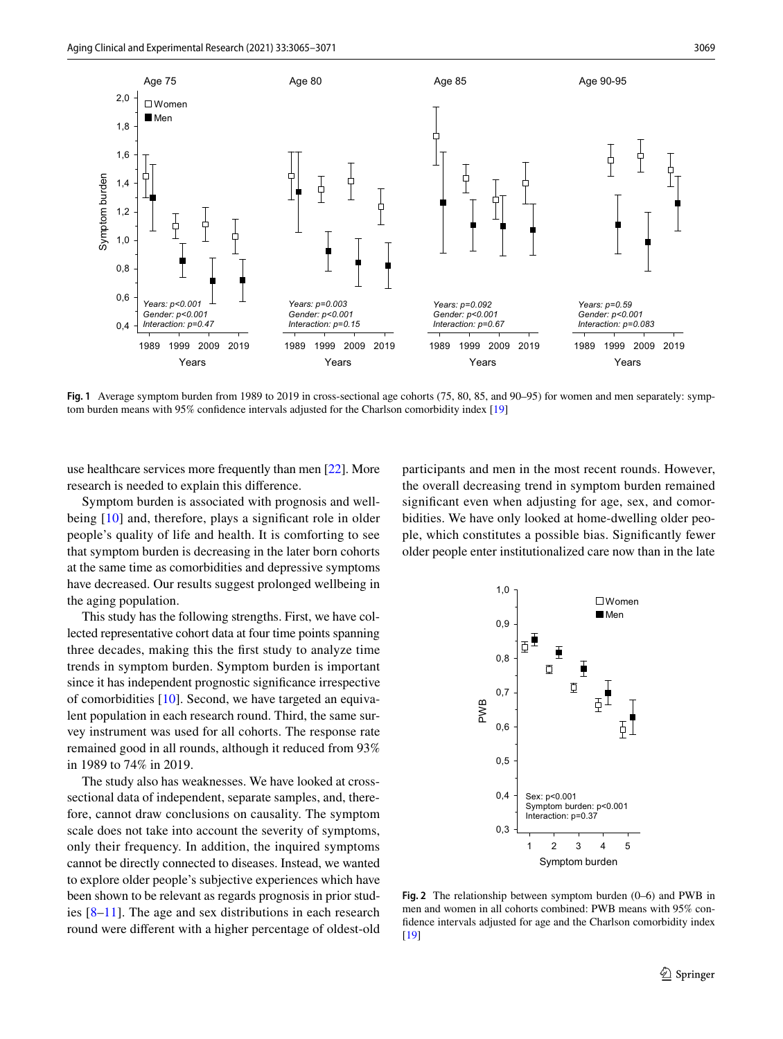Age 75

Age 80

Age 85

Age 90-95

2,0

1,8

1,6

1,4

1,2

1,0

0,8

0,6

0,4

Symptom burden

Women

Men

Years: p<0.001
Gender: p<0.001
Interaction: p=0.47

Years: p=0.003
Gender: p<0.001
Interaction: p=0.15

Years: p=0.092
Gender: p<0.001
Interaction: p=0.67

Years: p=0.59
Gender: p<0.001
Interaction: p=0.083

1989 1999 2009 2019

Years

**Fig. 1** Average symptom burden from 1989 to 2019 in cross-sectional age cohorts (75, 80, 85, and 90–95) for women and men separately: symptom burden means with 95% confidence intervals adjusted for the Charlson comorbidity index [19]

use healthcare services more frequently than men [22]. More research is needed to explain this difference.

Symptom burden is associated with prognosis and wellbeing [10] and, therefore, plays a significant role in older people's quality of life and health. It is comforting to see that symptom burden is decreasing in the later born cohorts at the same time as comorbidities and depressive symptoms have decreased. Our results suggest prolonged wellbeing in the aging population.

This study has the following strengths. First, we have collected representative cohort data at four time points spanning three decades, making this the first study to analyze time trends in symptom burden. Symptom burden is important since it has independent prognostic significance irrespective of comorbidities [10]. Second, we have targeted an equivalent population in each research round. Third, the same survey instrument was used for all cohorts. The response rate remained good in all rounds, although it reduced from 93% in 1989 to 74% in 2019.

The study also has weaknesses. We have looked at cross-sectional data of independent, separate samples, and, therefore, cannot draw conclusions on causality. The symptom scale does not take into account the severity of symptoms, only their frequency. In addition, the inquired symptoms cannot be directly connected to diseases. Instead, we wanted to explore older people's subjective experiences which have been shown to be relevant as regards prognosis in prior studies [8–11]. The age and sex distributions in each research round were different with a higher percentage of oldest-old participants and men in the most recent rounds. However, the overall decreasing trend in symptom burden remained significant even when adjusting for age, sex, and comorbidities. We have only looked at home-dwelling older people, which constitutes a possible bias. Significantly fewer older people enter institutionalized care now than in the late

1,0

0,9

0,8

0,7

0,6

0,5

0,4

0,3

PWB

Women

Men

Sex: p<0.001
Symptom burden: p<0.001
Interaction: p=0.37

1 2 3 4 5

Symptom burden

**Fig. 2** The relationship between symptom burden (0–6) and PWB in men and women in all cohorts combined: PWB means with 95% confidence intervals adjusted for age and the Charlson comorbidity index [19]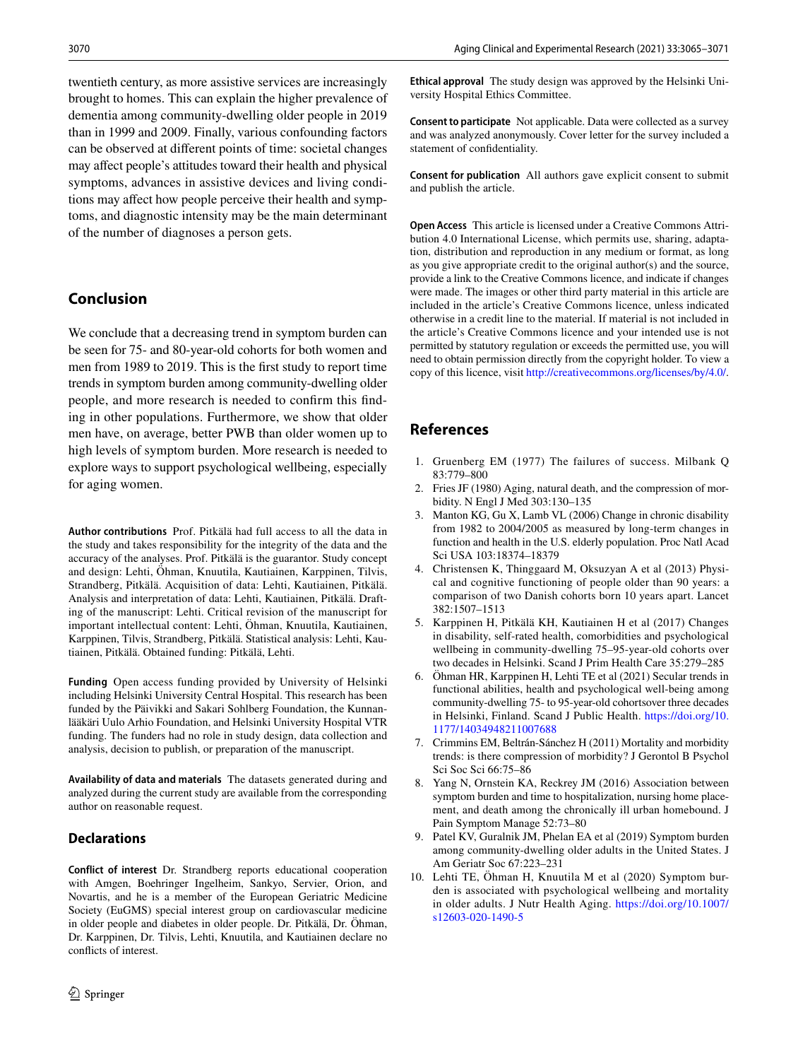twentieth century, as more assistive services are increasingly brought to homes. This can explain the higher prevalence of dementia among community-dwelling older people in 2019 than in 1999 and 2009. Finally, various confounding factors can be observed at different points of time: societal changes may affect people's attitudes toward their health and physical symptoms, advances in assistive devices and living conditions may affect how people perceive their health and symptoms, and diagnostic intensity may be the main determinant of the number of diagnoses a person gets.

## Conclusion

We conclude that a decreasing trend in symptom burden can be seen for 75- and 80-year-old cohorts for both women and men from 1989 to 2019. This is the first study to report time trends in symptom burden among community-dwelling older people, and more research is needed to confirm this finding in other populations. Furthermore, we show that older men have, on average, better PWB than older women up to high levels of symptom burden. More research is needed to explore ways to support psychological wellbeing, especially for aging women.

**Author contributions** Prof. Pitkälä had full access to all the data in the study and takes responsibility for the integrity of the data and the accuracy of the analyses. Prof. Pitkälä is the guarantor. Study concept and design: Lehti, Öhman, Knuutila, Kautiainen, Karppinen, Tilvis, Strandberg, Pitkälä. Acquisition of data: Lehti, Kautiainen, Pitkälä. Analysis and interpretation of data: Lehti, Kautiainen, Pitkälä. Drafting of the manuscript: Lehti. Critical revision of the manuscript for important intellectual content: Lehti, Öhman, Knuutila, Kautiainen, Karppinen, Tilvis, Strandberg, Pitkälä. Statistical analysis: Lehti, Kautiainen, Pitkälä. Obtained funding: Pitkälä, Lehti.

**Funding** Open access funding provided by University of Helsinki including Helsinki University Central Hospital. This research has been funded by the Päivikki and Sakari Sohlberg Foundation, the Kunnanlääkäri Uulo Arhio Foundation, and Helsinki University Hospital VTR funding. The funders had no role in study design, data collection and analysis, decision to publish, or preparation of the manuscript.

**Availability of data and materials** The datasets generated during and analyzed during the current study are available from the corresponding author on reasonable request.

### Declarations

**Conflict of interest** Dr. Strandberg reports educational cooperation with Amgen, Boehringer Ingelheim, Sankyo, Servier, Orion, and Novartis, and he is a member of the European Geriatric Medicine Society (EuGMS) special interest group on cardiovascular medicine in older people and diabetes in older people. Dr. Pitkälä, Dr. Öhman, Dr. Karppinen, Dr. Tilvis, Lehti, Knuutila, and Kautiainen declare no conflicts of interest.

**Ethical approval** The study design was approved by the Helsinki University Hospital Ethics Committee.

**Consent to participate** Not applicable. Data were collected as a survey and was analyzed anonymously. Cover letter for the survey included a statement of confidentiality.

**Consent for publication** All authors gave explicit consent to submit and publish the article.

**Open Access** This article is licensed under a Creative Commons Attribution 4.0 International License, which permits use, sharing, adaptation, distribution and reproduction in any medium or format, as long as you give appropriate credit to the original author(s) and the source, provide a link to the Creative Commons licence, and indicate if changes were made. The images or other third party material in this article are included in the article's Creative Commons licence, unless indicated otherwise in a credit line to the material. If material is not included in the article's Creative Commons licence and your intended use is not permitted by statutory regulation or exceeds the permitted use, you will need to obtain permission directly from the copyright holder. To view a copy of this licence, visit http://creativecommons.org/licenses/by/4.0/.

## References

1. Gruenberg EM (1977) The failures of success. Milbank Q 83:779–800
2. Fries JF (1980) Aging, natural death, and the compression of morbidity. N Engl J Med 303:130–135
3. Manton KG, Gu X, Lamb VL (2006) Change in chronic disability from 1982 to 2004/2005 as measured by long-term changes in function and health in the U.S. elderly population. Proc Natl Acad Sci USA 103:18374–18379
4. Christensen K, Thinggaard M, Oksuzyan A et al (2013) Physical and cognitive functioning of people older than 90 years: a comparison of two Danish cohorts born 10 years apart. Lancet 382:1507–1513
5. Karppinen H, Pitkälä KH, Kautiainen H et al (2017) Changes in disability, self-rated health, comorbidities and psychological wellbeing in community-dwelling 75–95-year-old cohorts over two decades in Helsinki. Scand J Prim Health Care 35:279–285
6. Öhman HR, Karppinen H, Lehti TE et al (2021) Secular trends in functional abilities, health and psychological well-being among community-dwelling 75- to 95-year-old cohortsover three decades in Helsinki, Finland. Scand J Public Health. https://doi.org/10.1177/14034948211007688
7. Crimmins EM, Beltrán-Sánchez H (2011) Mortality and morbidity trends: is there compression of morbidity? J Gerontol B Psychol Sci Soc Sci 66:75–86
8. Yang N, Ornstein KA, Reckrey JM (2016) Association between symptom burden and time to hospitalization, nursing home placement, and death among the chronically ill urban homebound. J Pain Symptom Manage 52:73–80
9. Patel KV, Guralnik JM, Phelan EA et al (2019) Symptom burden among community-dwelling older adults in the United States. J Am Geriatr Soc 67:223–231
10. Lehti TE, Öhman H, Knuutila M et al (2020) Symptom burden is associated with psychological wellbeing and mortality in older adults. J Nutr Health Aging. https://doi.org/10.1007/s12603-020-1490-5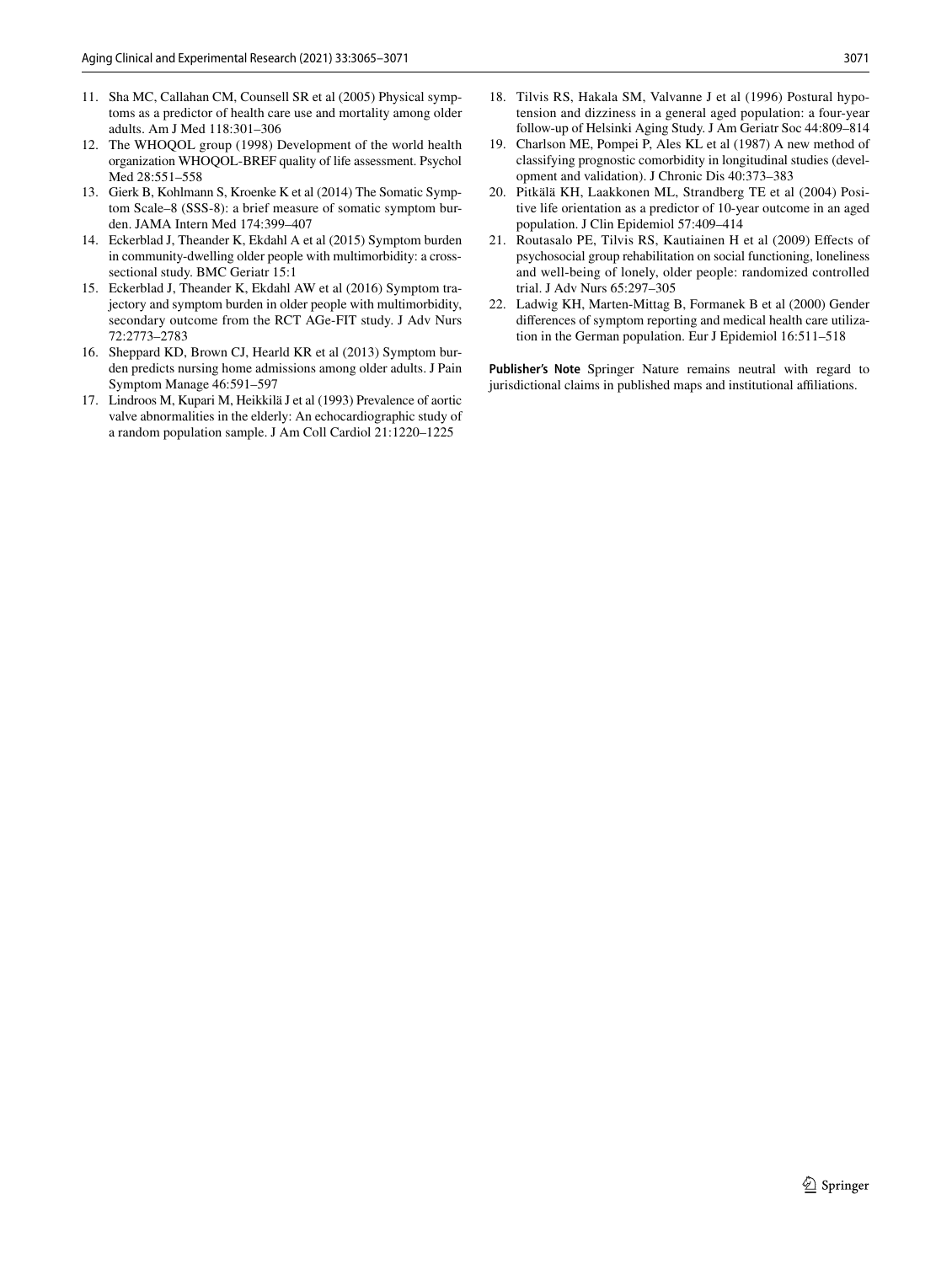11. Sha MC, Callahan CM, Counsell SR et al (2005) Physical symptoms as a predictor of health care use and mortality among older adults. Am J Med 118:301–306
12. The WHOQOL group (1998) Development of the world health organization WHOQOL-BREF quality of life assessment. Psychol Med 28:551–558
13. Gierk B, Kohlmann S, Kroenke K et al (2014) The Somatic Symptom Scale–8 (SSS-8): a brief measure of somatic symptom burden. JAMA Intern Med 174:399–407
14. Eckerblad J, Theander K, Ekdahl A et al (2015) Symptom burden in community-dwelling older people with multimorbidity: a cross-sectional study. BMC Geriatr 15:1
15. Eckerblad J, Theander K, Ekdahl AW et al (2016) Symptom trajectory and symptom burden in older people with multimorbidity, secondary outcome from the RCT AGe-FIT study. J Adv Nurs 72:2773–2783
16. Sheppard KD, Brown CJ, Hearld KR et al (2013) Symptom burden predicts nursing home admissions among older adults. J Pain Symptom Manage 46:591–597
17. Lindroos M, Kupari M, Heikkilä J et al (1993) Prevalence of aortic valve abnormalities in the elderly: An echocardiographic study of a random population sample. J Am Coll Cardiol 21:1220–1225
18. Tilvis RS, Hakala SM, Valvanne J et al (1996) Postural hypotension and dizziness in a general aged population: a four-year follow-up of Helsinki Aging Study. J Am Geriatr Soc 44:809–814
19. Charlson ME, Pompei P, Ales KL et al (1987) A new method of classifying prognostic comorbidity in longitudinal studies (development and validation). J Chronic Dis 40:373–383
20. Pitkälä KH, Laakkonen ML, Strandberg TE et al (2004) Positive life orientation as a predictor of 10-year outcome in an aged population. J Clin Epidemiol 57:409–414
21. Routasalo PE, Tilvis RS, Kautiainen H et al (2009) Effects of psychosocial group rehabilitation on social functioning, loneliness and well-being of lonely, older people: randomized controlled trial. J Adv Nurs 65:297–305
22. Ladwig KH, Marten-Mittag B, Formanek B et al (2000) Gender differences of symptom reporting and medical health care utilization in the German population. Eur J Epidemiol 16:511–518

**Publisher's Note** Springer Nature remains neutral with regard to jurisdictional claims in published maps and institutional affiliations.